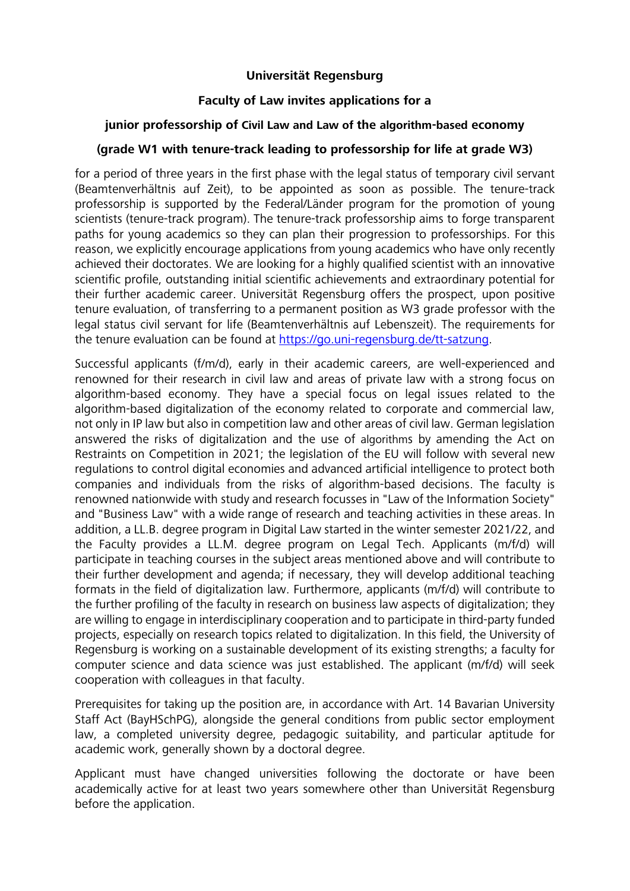**Universität Regensburg**

**Faculty of Law invites applications for a**

**junior professorship of Civil Law and Law of the algorithm-based economy**

**(grade W1 with tenure-track leading to professorship for life at grade W3)**

for a period of three years in the first phase with the legal status of temporary civil servant (Beamtenverhältnis auf Zeit), to be appointed as soon as possible. The tenure-track professorship is supported by the Federal/Länder program for the promotion of young scientists (tenure-track program). The tenure-track professorship aims to forge transparent paths for young academics so they can plan their progression to professorships. For this reason, we explicitly encourage applications from young academics who have only recently achieved their doctorates. We are looking for a highly qualified scientist with an innovative scientific profile, outstanding initial scientific achievements and extraordinary potential for their further academic career. Universität Regensburg offers the prospect, upon positive tenure evaluation, of transferring to a permanent position as W3 grade professor with the legal status civil servant for life (Beamtenverhältnis auf Lebenszeit). The requirements for the tenure evaluation can be found at https://go.uni-regensburg.de/tt-satzung.

Successful applicants (f/m/d), early in their academic careers, are well-experienced and renowned for their research in civil law and areas of private law with a strong focus on algorithm-based economy. They have a special focus on legal issues related to the algorithm-based digitalization of the economy related to corporate and commercial law, not only in IP law but also in competition law and other areas of civil law. German legislation answered the risks of digitalization and the use of algorithms by amending the Act on Restraints on Competition in 2021; the legislation of the EU will follow with several new regulations to control digital economies and advanced artificial intelligence to protect both companies and individuals from the risks of algorithm-based decisions. The faculty is renowned nationwide with study and research focusses in "Law of the Information Society" and "Business Law" with a wide range of research and teaching activities in these areas. In addition, a LL.B. degree program in Digital Law started in the winter semester 2021/22, and the Faculty provides a LL.M. degree program on Legal Tech. Applicants (m/f/d) will participate in teaching courses in the subject areas mentioned above and will contribute to their further development and agenda; if necessary, they will develop additional teaching formats in the field of digitalization law. Furthermore, applicants (m/f/d) will contribute to the further profiling of the faculty in research on business law aspects of digitalization; they are willing to engage in interdisciplinary cooperation and to participate in third-party funded projects, especially on research topics related to digitalization. In this field, the University of Regensburg is working on a sustainable development of its existing strengths; a faculty for computer science and data science was just established. The applicant (m/f/d) will seek cooperation with colleagues in that faculty.

Prerequisites for taking up the position are, in accordance with Art. 14 Bavarian University Staff Act (BayHSchPG), alongside the general conditions from public sector employment law, a completed university degree, pedagogic suitability, and particular aptitude for academic work, generally shown by a doctoral degree.

Applicant must have changed universities following the doctorate or have been academically active for at least two years somewhere other than Universität Regensburg before the application.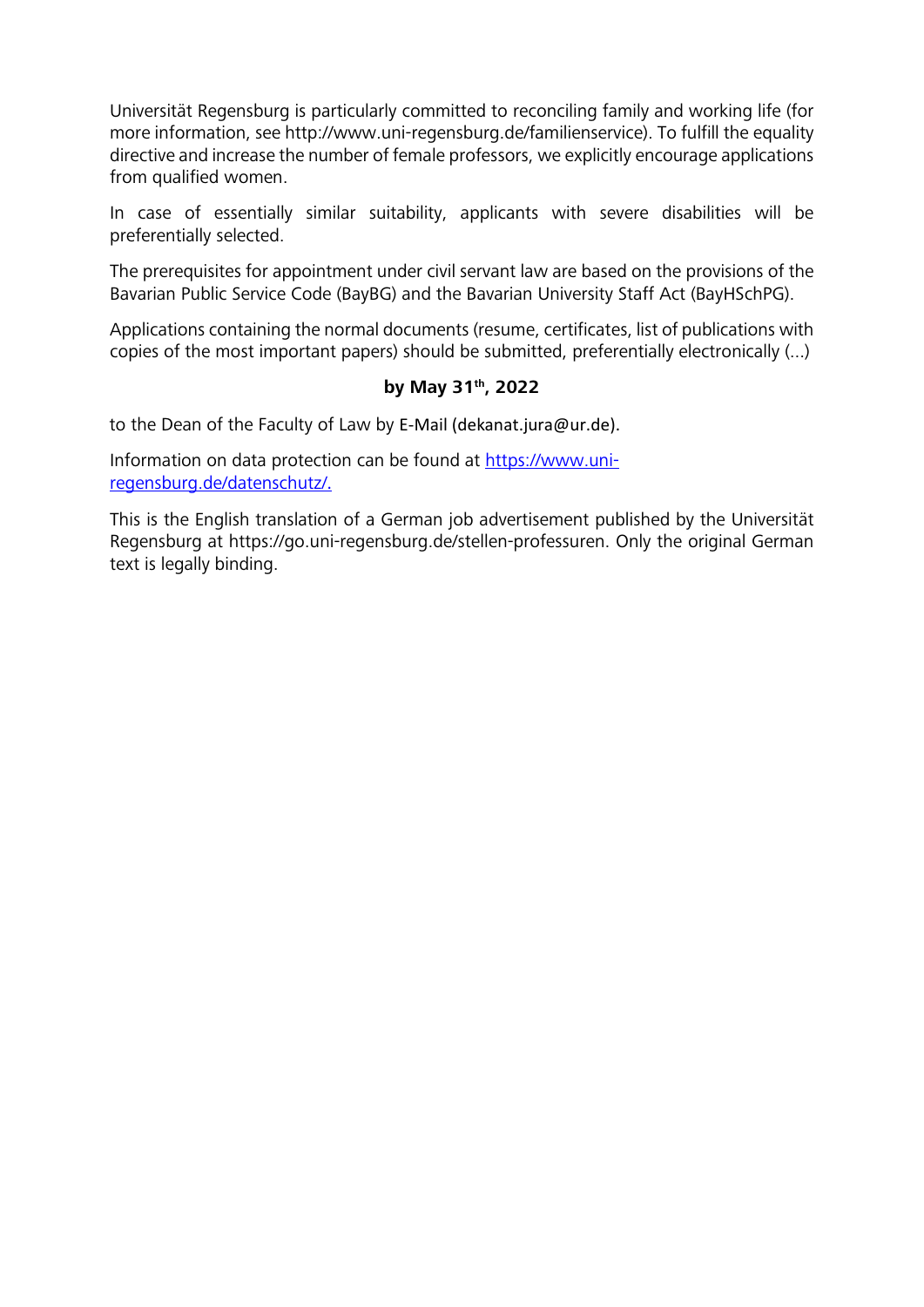Universität Regensburg is particularly committed to reconciling family and working life (for more information, see http://www.uni-regensburg.de/familienservice). To fulfill the equality directive and increase the number of female professors, we explicitly encourage applications from qualified women.

In case of essentially similar suitability, applicants with severe disabilities will be preferentially selected.

The prerequisites for appointment under civil servant law are based on the provisions of the Bavarian Public Service Code (BayBG) and the Bavarian University Staff Act (BayHSchPG).

Applications containing the normal documents (resume, certificates, list of publications with copies of the most important papers) should be submitted, preferentially electronically (...)

**by May 31th, 2022**

to the Dean of the Faculty of Law by E-Mail (dekanat.jura@ur.de).

Information on data protection can be found at [https://www.uni-regensburg.de/datenschutz/.](https://www.uni-regensburg.de/datenschutz/)

This is the English translation of a German job advertisement published by the Universität Regensburg at https://go.uni-regensburg.de/stellen-professuren. Only the original German text is legally binding.